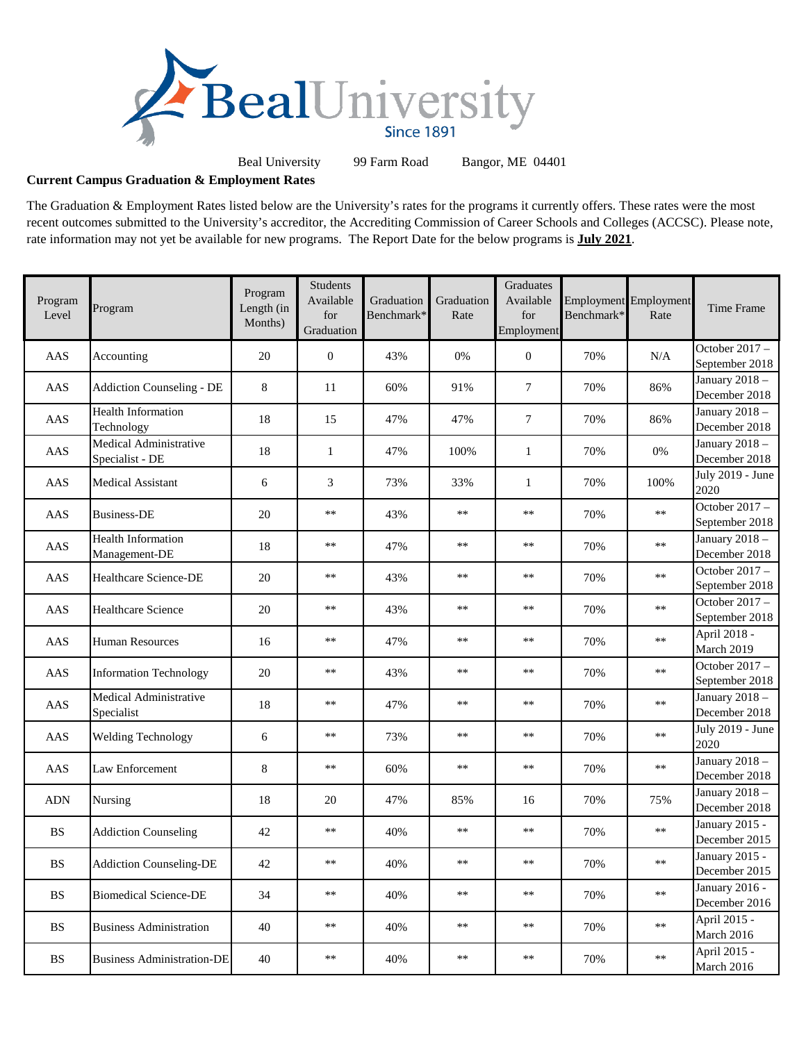Beal University Since 1891

Beal University 99 Farm Road Bangor, ME 04401

**Current Campus Graduation & Employment Rates**

The Graduation & Employment Rates listed below are the University's rates for the programs it currently offers. These rates were the most recent outcomes submitted to the University's accreditor, the Accrediting Commission of Career Schools and Colleges (ACCSC). Please note, rate information may not yet be available for new programs. The Report Date for the below programs is **July 2021**.

| Program Level | Program | Program Length (in Months) | Students Available for Graduation | Graduation Benchmark* | Graduation Rate | Graduates Available for Employment | Employment Benchmark* | Employment Rate | Time Frame |
|---|---|---|---|---|---|---|---|---|---|
| AAS | Accounting | 20 | 0 | 43% | 0% | 0 | 70% | N/A | October 2017 – September 2018 |
| AAS | Addiction Counseling - DE | 8 | 11 | 60% | 91% | 7 | 70% | 86% | January 2018 – December 2018 |
| AAS | Health Information Technology | 18 | 15 | 47% | 47% | 7 | 70% | 86% | January 2018 – December 2018 |
| AAS | Medical Administrative Specialist - DE | 18 | 1 | 47% | 100% | 1 | 70% | 0% | January 2018 – December 2018 |
| AAS | Medical Assistant | 6 | 3 | 73% | 33% | 1 | 70% | 100% | July 2019 - June 2020 |
| AAS | Business-DE | 20 | ** | 43% | ** | ** | 70% | ** | October 2017 – September 2018 |
| AAS | Health Information Management-DE | 18 | ** | 47% | ** | ** | 70% | ** | January 2018 – December 2018 |
| AAS | Healthcare Science-DE | 20 | ** | 43% | ** | ** | 70% | ** | October 2017 – September 2018 |
| AAS | Healthcare Science | 20 | ** | 43% | ** | ** | 70% | ** | October 2017 – September 2018 |
| AAS | Human Resources | 16 | ** | 47% | ** | ** | 70% | ** | April 2018 - March 2019 |
| AAS | Information Technology | 20 | ** | 43% | ** | ** | 70% | ** | October 2017 – September 2018 |
| AAS | Medical Administrative Specialist | 18 | ** | 47% | ** | ** | 70% | ** | January 2018 – December 2018 |
| AAS | Welding Technology | 6 | ** | 73% | ** | ** | 70% | ** | July 2019 - June 2020 |
| AAS | Law Enforcement | 8 | ** | 60% | ** | ** | 70% | ** | January 2018 – December 2018 |
| ADN | Nursing | 18 | 20 | 47% | 85% | 16 | 70% | 75% | January 2018 – December 2018 |
| BS | Addiction Counseling | 42 | ** | 40% | ** | ** | 70% | ** | January 2015 - December 2015 |
| BS | Addiction Counseling-DE | 42 | ** | 40% | ** | ** | 70% | ** | January 2015 - December 2015 |
| BS | Biomedical Science-DE | 34 | ** | 40% | ** | ** | 70% | ** | January 2016 - December 2016 |
| BS | Business Administration | 40 | ** | 40% | ** | ** | 70% | ** | April 2015 - March 2016 |
| BS | Business Administration-DE | 40 | ** | 40% | ** | ** | 70% | ** | April 2015 - March 2016 |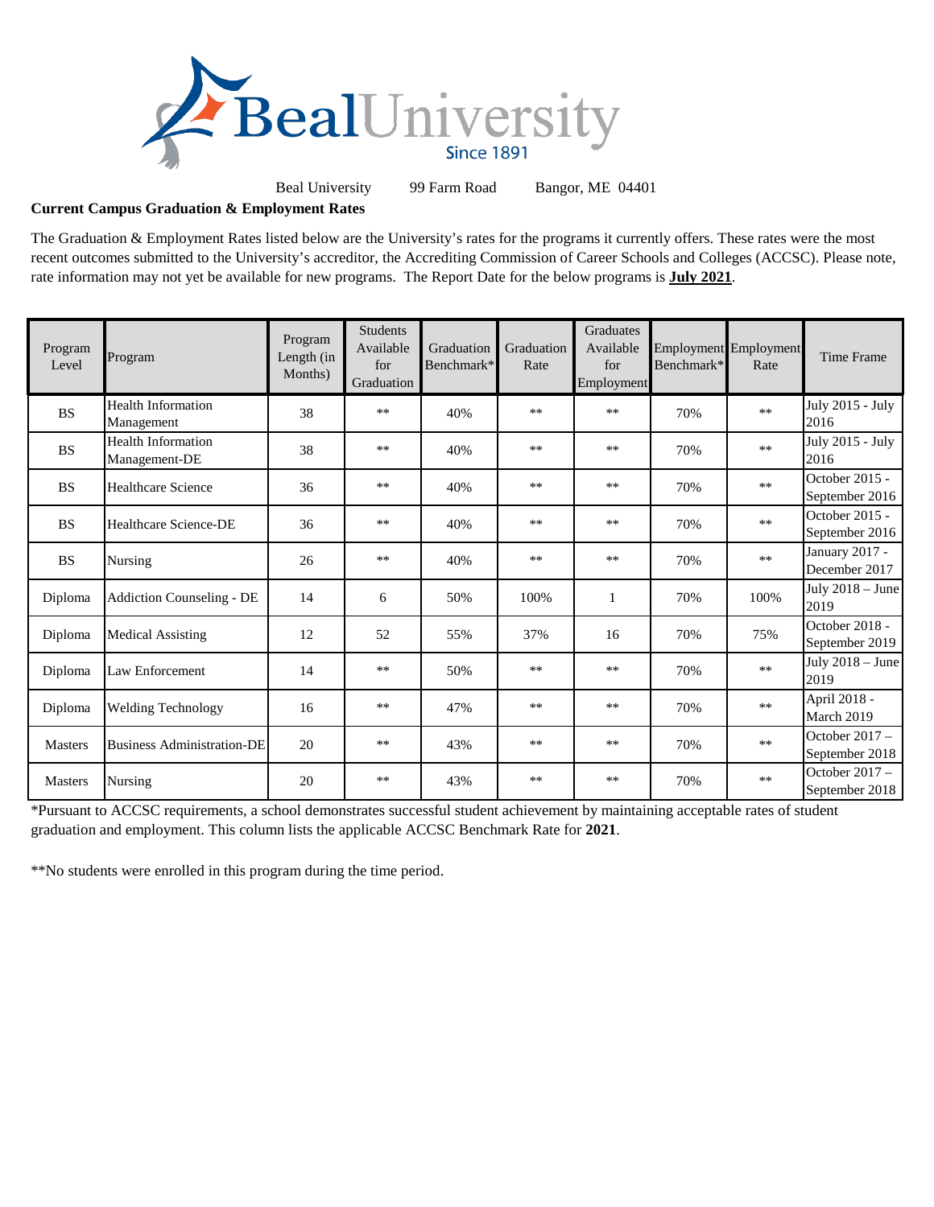Beal University Since 1891

Beal University 99 Farm Road Bangor, ME 04401

**Current Campus Graduation & Employment Rates**

The Graduation & Employment Rates listed below are the University's rates for the programs it currently offers. These rates were the most recent outcomes submitted to the University's accreditor, the Accrediting Commission of Career Schools and Colleges (ACCSC). Please note, rate information may not yet be available for new programs. The Report Date for the below programs is **July 2021**.

| Program Level | Program | Program Length (in Months) | Students Available for Graduation | Graduation Benchmark* | Graduation Rate | Graduates Available for Employment | Employment Benchmark* | Employment Rate | Time Frame |
|---|---|---|---|---|---|---|---|---|---|
| BS | Health Information Management | 38 | ** | 40% | ** | ** | 70% | ** | July 2015 - July 2016 |
| BS | Health Information Management-DE | 38 | ** | 40% | ** | ** | 70% | ** | July 2015 - July 2016 |
| BS | Healthcare Science | 36 | ** | 40% | ** | ** | 70% | ** | October 2015 - September 2016 |
| BS | Healthcare Science-DE | 36 | ** | 40% | ** | ** | 70% | ** | October 2015 - September 2016 |
| BS | Nursing | 26 | ** | 40% | ** | ** | 70% | ** | January 2017 - December 2017 |
| Diploma | Addiction Counseling - DE | 14 | 6 | 50% | 100% | 1 | 70% | 100% | July 2018 – June 2019 |
| Diploma | Medical Assisting | 12 | 52 | 55% | 37% | 16 | 70% | 75% | October 2018 - September 2019 |
| Diploma | Law Enforcement | 14 | ** | 50% | ** | ** | 70% | ** | July 2018 – June 2019 |
| Diploma | Welding Technology | 16 | ** | 47% | ** | ** | 70% | ** | April 2018 - March 2019 |
| Masters | Business Administration-DE | 20 | ** | 43% | ** | ** | 70% | ** | October 2017 – September 2018 |
| Masters | Nursing | 20 | ** | 43% | ** | ** | 70% | ** | October 2017 – September 2018 |

*Pursuant to ACCSC requirements, a school demonstrates successful student achievement by maintaining acceptable rates of student graduation and employment. This column lists the applicable ACCSC Benchmark Rate for **2021**.

**No students were enrolled in this program during the time period.